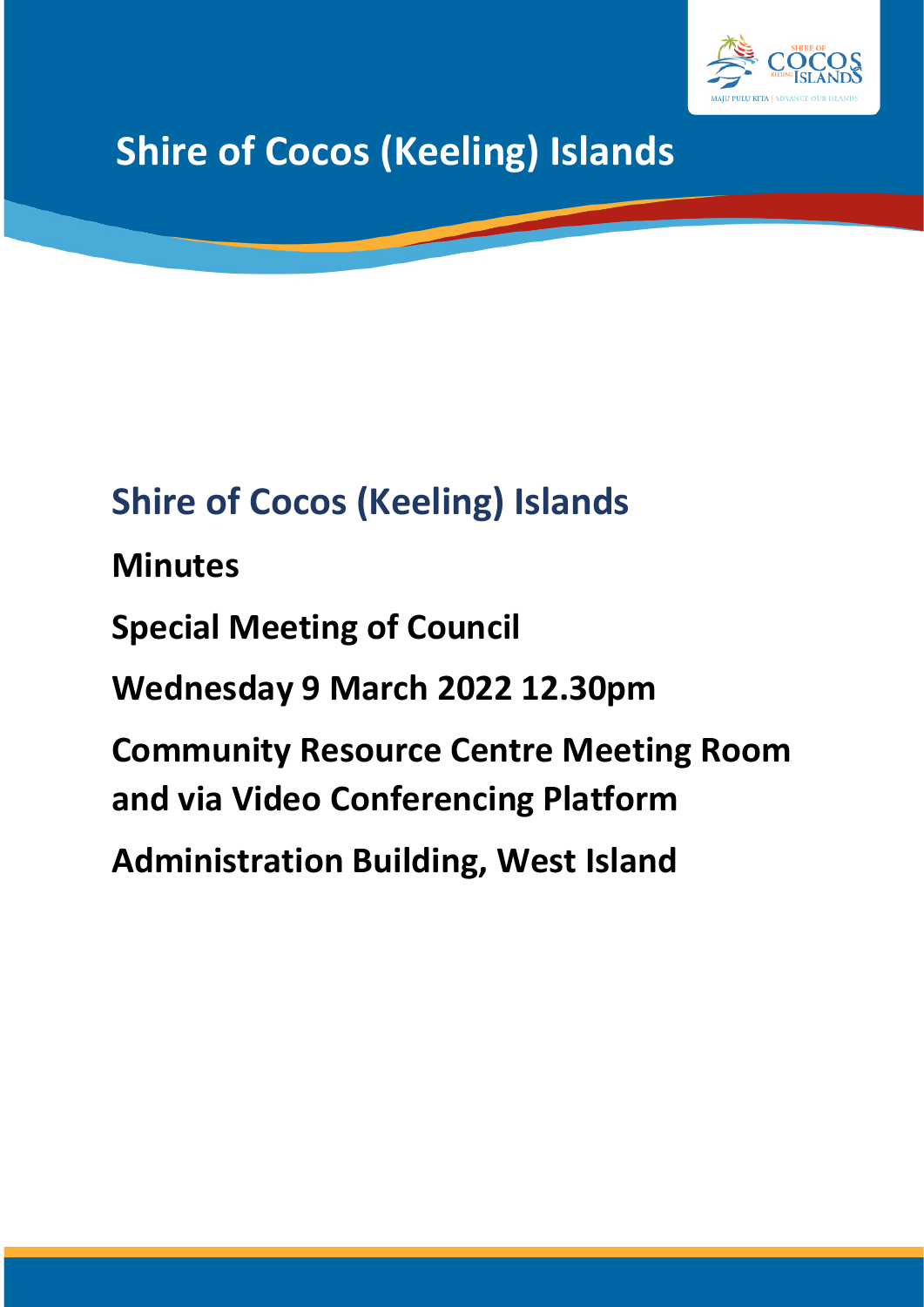# Shire of Cocos (Keeling) Islands

## Shire of Cocos (Keeling) Islands

**Minutes**

**Special Meeting of Council**

**Wednesday 9 March 2022 12.30pm**

**Community Resource Centre Meeting Room and via Video Conferencing Platform**

**Administration Building, West Island**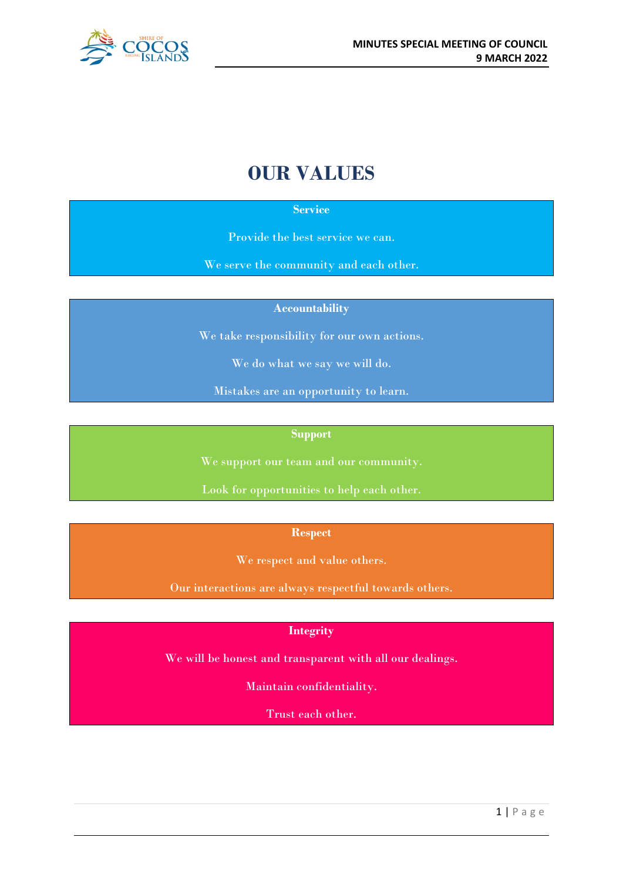# OUR VALUES

**Service**

Provide the best service we can.

We serve the community and each other.

**Accountability**

We take responsibility for our own actions.

We do what we say we will do.

Mistakes are an opportunity to learn.

**Support**

We support our team and our community.

Look for opportunities to help each other.

**Respect**

We respect and value others.

Our interactions are always respectful towards others.

**Integrity**

We will be honest and transparent with all our dealings.

Maintain confidentiality.

Trust each other.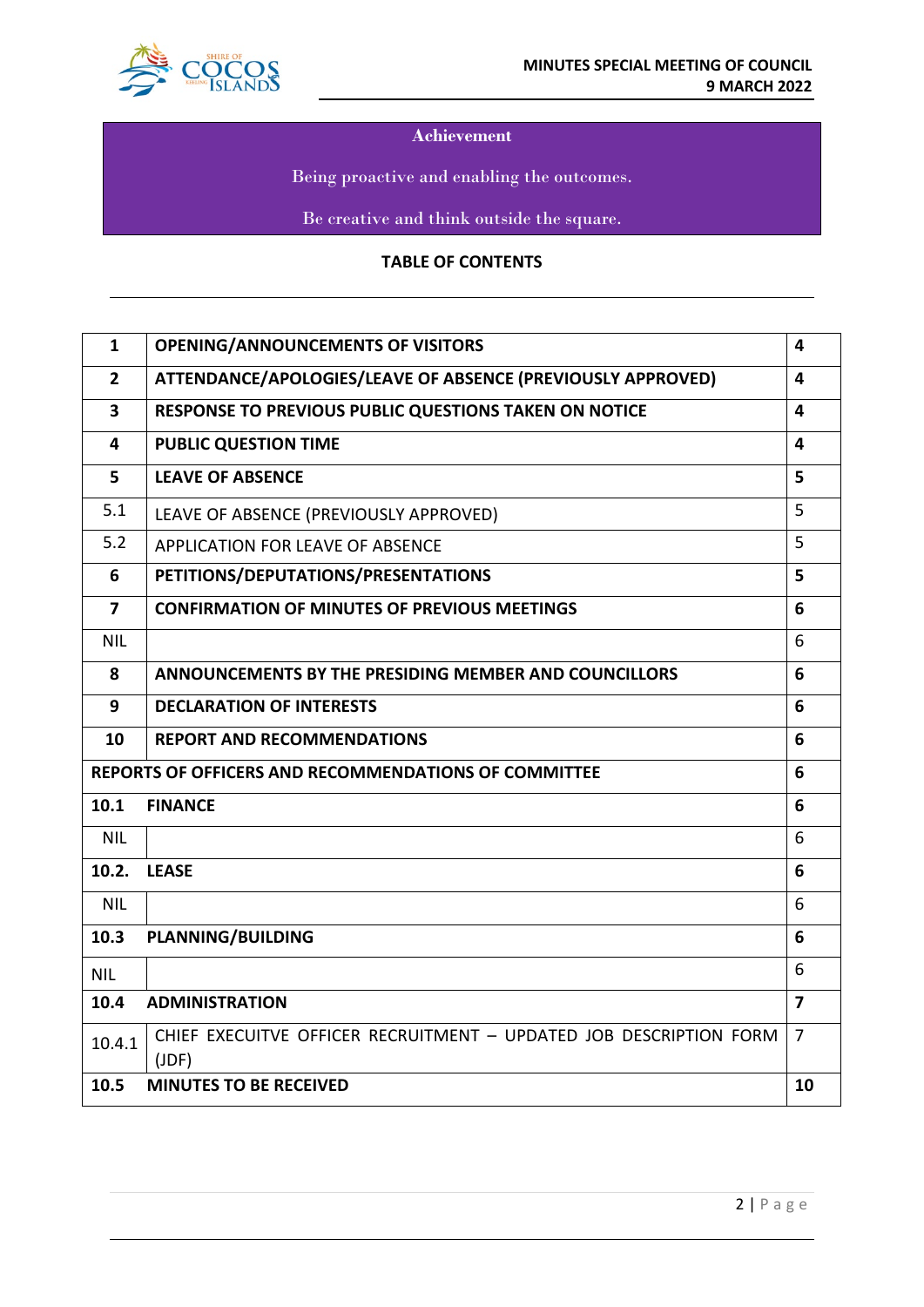**Achievement**

Being proactive and enabling the outcomes.

Be creative and think outside the square.

**TABLE OF CONTENTS**

| | | |
|---|---|---|
| **1** | **OPENING/ANNOUNCEMENTS OF VISITORS** | **4** |
| **2** | **ATTENDANCE/APOLOGIES/LEAVE OF ABSENCE (PREVIOUSLY APPROVED)** | **4** |
| **3** | **RESPONSE TO PREVIOUS PUBLIC QUESTIONS TAKEN ON NOTICE** | **4** |
| **4** | **PUBLIC QUESTION TIME** | **4** |
| **5** | **LEAVE OF ABSENCE** | **5** |
| 5.1 | LEAVE OF ABSENCE (PREVIOUSLY APPROVED) | 5 |
| 5.2 | APPLICATION FOR LEAVE OF ABSENCE | 5 |
| **6** | **PETITIONS/DEPUTATIONS/PRESENTATIONS** | **5** |
| **7** | **CONFIRMATION OF MINUTES OF PREVIOUS MEETINGS** | **6** |
| NIL | | 6 |
| **8** | **ANNOUNCEMENTS BY THE PRESIDING MEMBER AND COUNCILLORS** | **6** |
| **9** | **DECLARATION OF INTERESTS** | **6** |
| **10** | **REPORT AND RECOMMENDATIONS** | **6** |
| **REPORTS OF OFFICERS AND RECOMMENDATIONS OF COMMITTEE** | | **6** |
| **10.1** | **FINANCE** | **6** |
| NIL | | 6 |
| **10.2.** | **LEASE** | **6** |
| NIL | | 6 |
| **10.3** | **PLANNING/BUILDING** | **6** |
| NIL | | 6 |
| **10.4** | **ADMINISTRATION** | **7** |
| 10.4.1 | CHIEF EXECUITVE OFFICER RECRUITMENT – UPDATED JOB DESCRIPTION FORM (JDF) | 7 |
| **10.5** | **MINUTES TO BE RECEIVED** | **10** |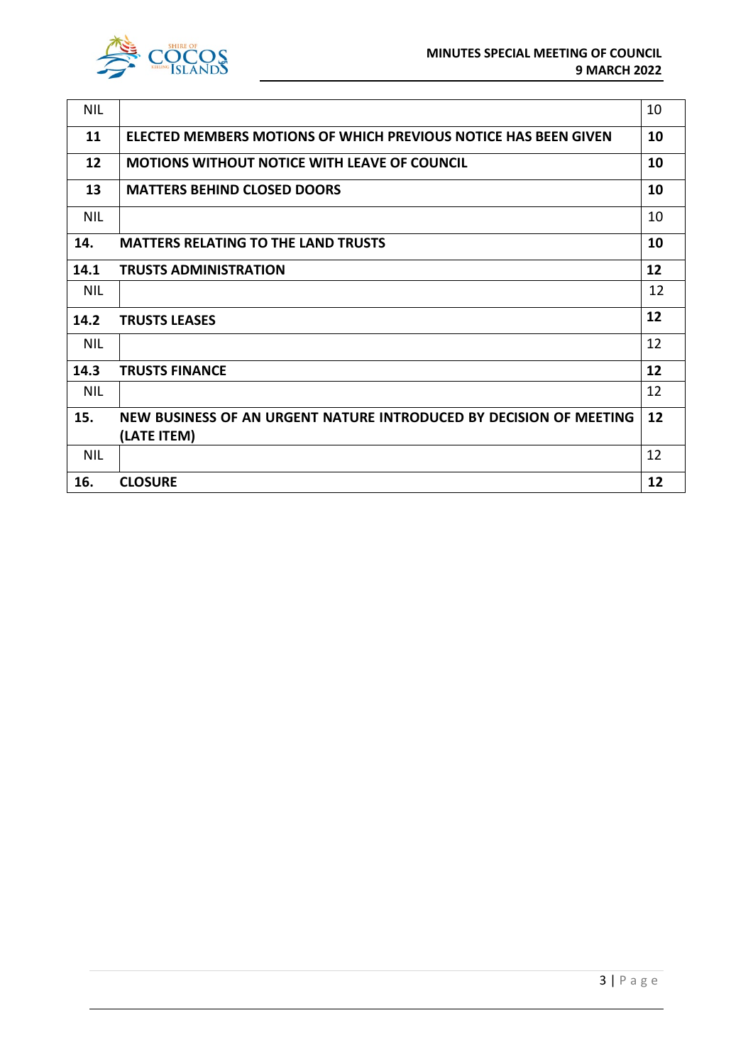| NIL | | 10 |
|---|---|---|
| **11** | **ELECTED MEMBERS MOTIONS OF WHICH PREVIOUS NOTICE HAS BEEN GIVEN** | **10** |
| **12** | **MOTIONS WITHOUT NOTICE WITH LEAVE OF COUNCIL** | **10** |
| **13** | **MATTERS BEHIND CLOSED DOORS** | **10** |
| NIL | | 10 |
| **14.** | **MATTERS RELATING TO THE LAND TRUSTS** | **10** |
| **14.1** | **TRUSTS ADMINISTRATION** | **12** |
| NIL | | 12 |
| **14.2** | **TRUSTS LEASES** | **12** |
| NIL | | 12 |
| **14.3** | **TRUSTS FINANCE** | **12** |
| NIL | | 12 |
| **15.** | **NEW BUSINESS OF AN URGENT NATURE INTRODUCED BY DECISION OF MEETING (LATE ITEM)** | **12** |
| NIL | | 12 |
| **16.** | **CLOSURE** | **12** |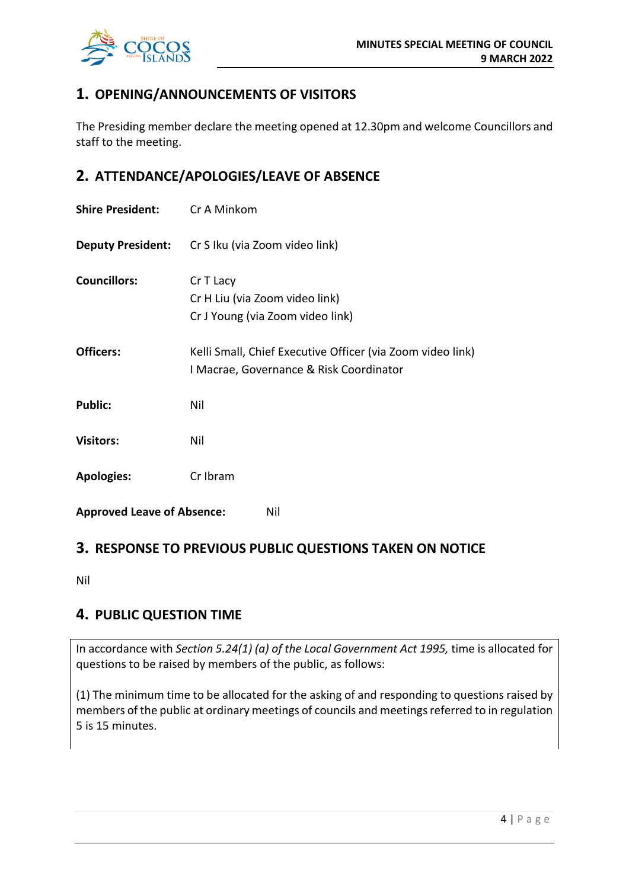## 1. OPENING/ANNOUNCEMENTS OF VISITORS

The Presiding member declare the meeting opened at 12.30pm and welcome Councillors and staff to the meeting.

## 2. ATTENDANCE/APOLOGIES/LEAVE OF ABSENCE

**Shire President:** Cr A Minkom

**Deputy President:** Cr S Iku (via Zoom video link)

**Councillors:** Cr T Lacy
Cr H Liu (via Zoom video link)
Cr J Young (via Zoom video link)

**Officers:** Kelli Small, Chief Executive Officer (via Zoom video link)
I Macrae, Governance & Risk Coordinator

**Public:** Nil

**Visitors:** Nil

**Apologies:** Cr Ibram

**Approved Leave of Absence:** Nil

## 3. RESPONSE TO PREVIOUS PUBLIC QUESTIONS TAKEN ON NOTICE

Nil

## 4. PUBLIC QUESTION TIME

In accordance with *Section 5.24(1) (a) of the Local Government Act 1995,* time is allocated for questions to be raised by members of the public, as follows:

(1) The minimum time to be allocated for the asking of and responding to questions raised by members of the public at ordinary meetings of councils and meetings referred to in regulation 5 is 15 minutes.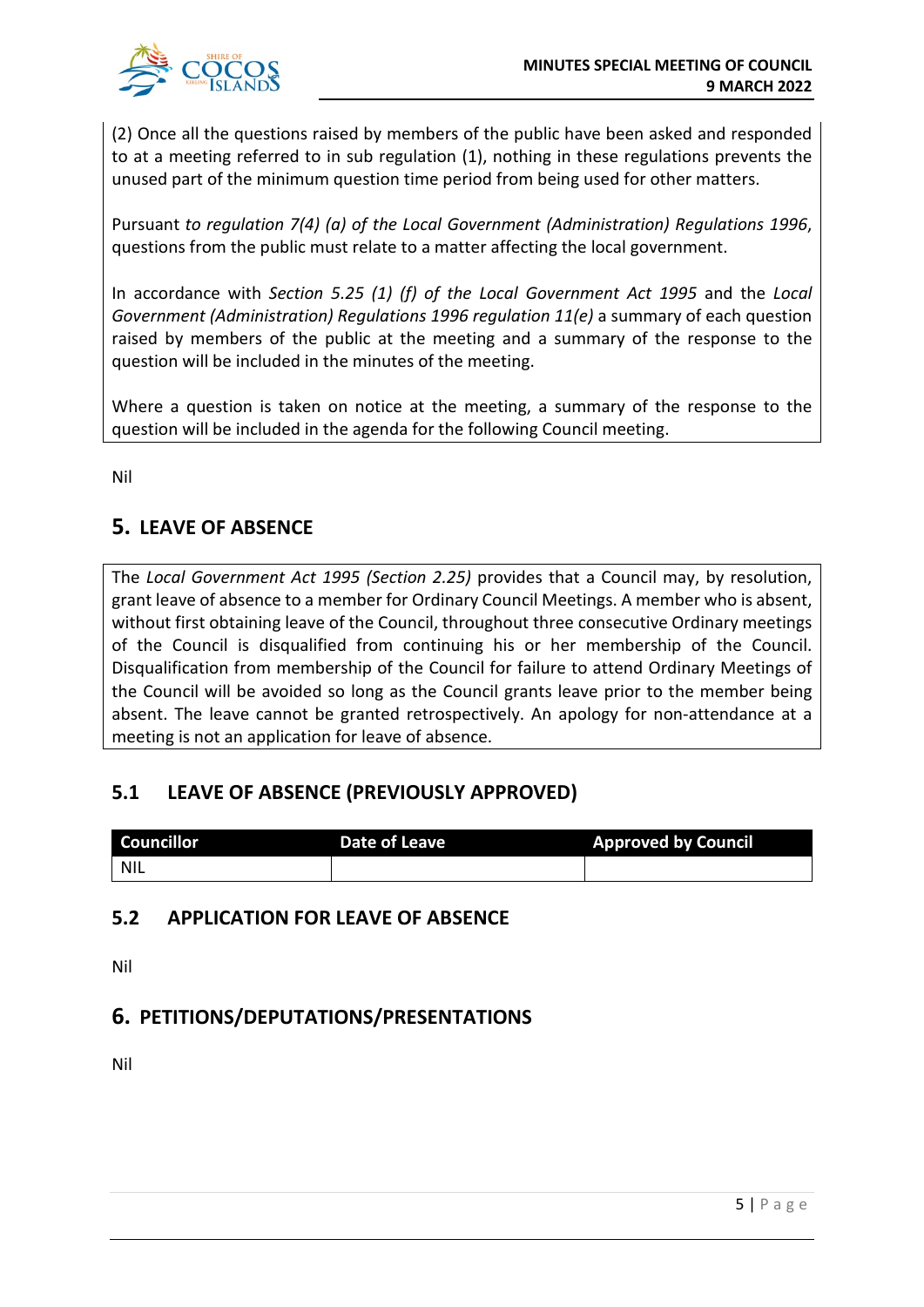(2) Once all the questions raised by members of the public have been asked and responded to at a meeting referred to in sub regulation (1), nothing in these regulations prevents the unused part of the minimum question time period from being used for other matters.

Pursuant *to regulation 7(4) (a) of the Local Government (Administration) Regulations 1996*, questions from the public must relate to a matter affecting the local government.

In accordance with *Section 5.25 (1) (f) of the Local Government Act 1995* and the *Local Government (Administration) Regulations 1996 regulation 11(e)* a summary of each question raised by members of the public at the meeting and a summary of the response to the question will be included in the minutes of the meeting.

Where a question is taken on notice at the meeting, a summary of the response to the question will be included in the agenda for the following Council meeting.

Nil

## 5. LEAVE OF ABSENCE

The *Local Government Act 1995 (Section 2.25)* provides that a Council may, by resolution, grant leave of absence to a member for Ordinary Council Meetings. A member who is absent, without first obtaining leave of the Council, throughout three consecutive Ordinary meetings of the Council is disqualified from continuing his or her membership of the Council. Disqualification from membership of the Council for failure to attend Ordinary Meetings of the Council will be avoided so long as the Council grants leave prior to the member being absent. The leave cannot be granted retrospectively. An apology for non-attendance at a meeting is not an application for leave of absence.

### 5.1 LEAVE OF ABSENCE (PREVIOUSLY APPROVED)

| Councillor | Date of Leave | Approved by Council |
|---|---|---|
| NIL | | |

### 5.2 APPLICATION FOR LEAVE OF ABSENCE

Nil

## 6. PETITIONS/DEPUTATIONS/PRESENTATIONS

Nil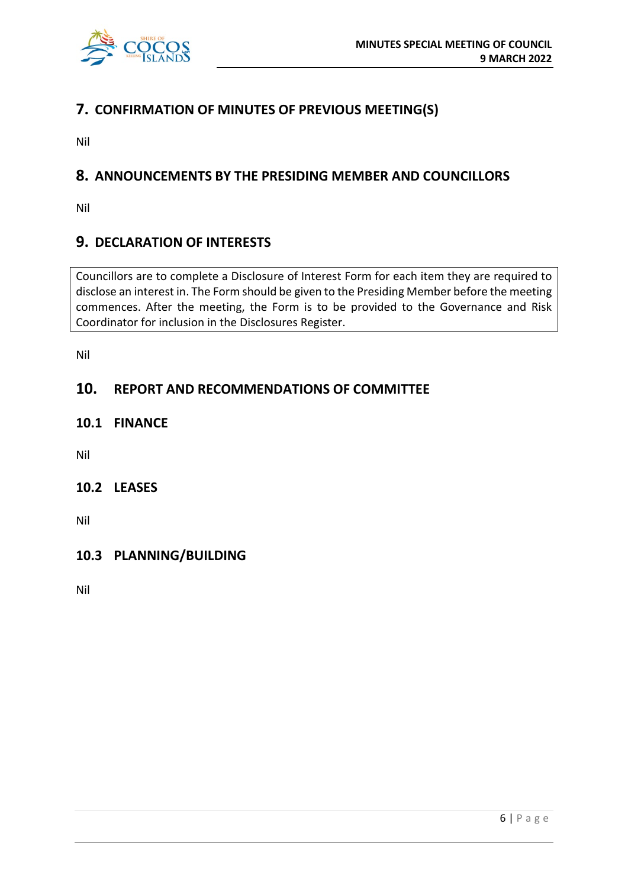# 7. CONFIRMATION OF MINUTES OF PREVIOUS MEETING(S)

Nil

# 8. ANNOUNCEMENTS BY THE PRESIDING MEMBER AND COUNCILLORS

Nil

# 9. DECLARATION OF INTERESTS

Councillors are to complete a Disclosure of Interest Form for each item they are required to disclose an interest in. The Form should be given to the Presiding Member before the meeting commences. After the meeting, the Form is to be provided to the Governance and Risk Coordinator for inclusion in the Disclosures Register.

Nil

# 10. REPORT AND RECOMMENDATIONS OF COMMITTEE

## 10.1 FINANCE

Nil

## 10.2 LEASES

Nil

## 10.3 PLANNING/BUILDING

Nil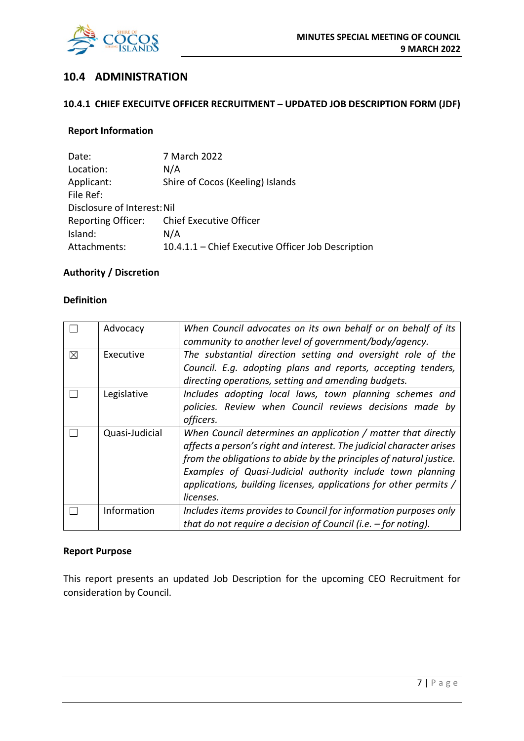## 10.4 ADMINISTRATION

### 10.4.1 CHIEF EXECUITVE OFFICER RECRUITMENT – UPDATED JOB DESCRIPTION FORM (JDF)

**Report Information**

Date: 7 March 2022
Location: N/A
Applicant: Shire of Cocos (Keeling) Islands
File Ref:
Disclosure of Interest: Nil
Reporting Officer: Chief Executive Officer
Island: N/A
Attachments: 10.4.1.1 – Chief Executive Officer Job Description

**Authority / Discretion**

**Definition**

| | | |
|---|---|---|
| ☐ | Advocacy | *When Council advocates on its own behalf or on behalf of its community to another level of government/body/agency.* |
| ☒ | Executive | *The substantial direction setting and oversight role of the Council. E.g. adopting plans and reports, accepting tenders, directing operations, setting and amending budgets.* |
| ☐ | Legislative | *Includes adopting local laws, town planning schemes and policies. Review when Council reviews decisions made by officers.* |
| ☐ | Quasi-Judicial | *When Council determines an application / matter that directly affects a person's right and interest. The judicial character arises from the obligations to abide by the principles of natural justice. Examples of Quasi-Judicial authority include town planning applications, building licenses, applications for other permits / licenses.* |
| ☐ | Information | *Includes items provides to Council for information purposes only that do not require a decision of Council (i.e. – for noting).* |

**Report Purpose**

This report presents an updated Job Description for the upcoming CEO Recruitment for consideration by Council.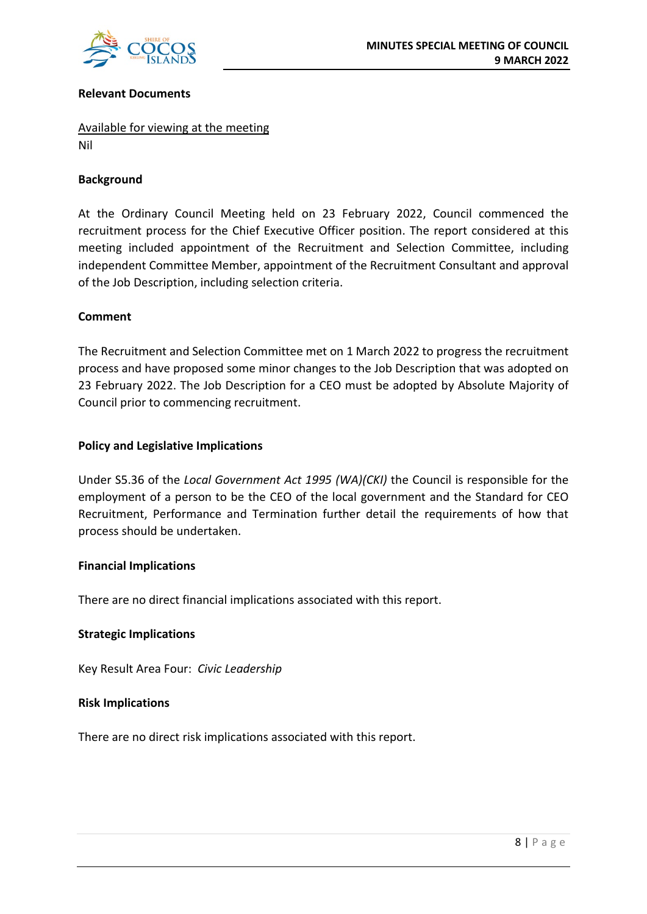**Relevant Documents**

Available for viewing at the meeting
Nil

**Background**

At the Ordinary Council Meeting held on 23 February 2022, Council commenced the recruitment process for the Chief Executive Officer position. The report considered at this meeting included appointment of the Recruitment and Selection Committee, including independent Committee Member, appointment of the Recruitment Consultant and approval of the Job Description, including selection criteria.

**Comment**

The Recruitment and Selection Committee met on 1 March 2022 to progress the recruitment process and have proposed some minor changes to the Job Description that was adopted on 23 February 2022. The Job Description for a CEO must be adopted by Absolute Majority of Council prior to commencing recruitment.

**Policy and Legislative Implications**

Under S5.36 of the *Local Government Act 1995 (WA)(CKI)* the Council is responsible for the employment of a person to be the CEO of the local government and the Standard for CEO Recruitment, Performance and Termination further detail the requirements of how that process should be undertaken.

**Financial Implications**

There are no direct financial implications associated with this report.

**Strategic Implications**

Key Result Area Four: *Civic Leadership*

**Risk Implications**

There are no direct risk implications associated with this report.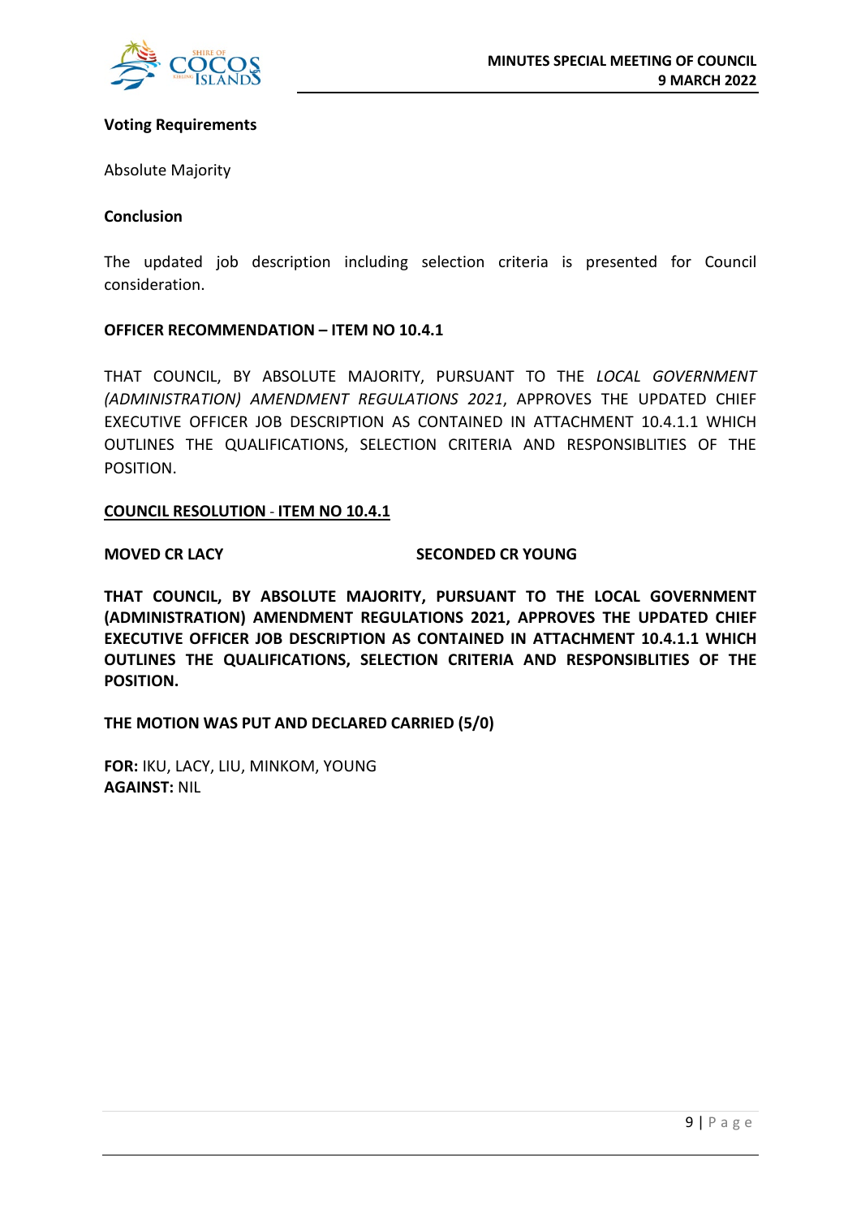**Voting Requirements**

Absolute Majority

**Conclusion**

The updated job description including selection criteria is presented for Council consideration.

**OFFICER RECOMMENDATION – ITEM NO 10.4.1**

THAT COUNCIL, BY ABSOLUTE MAJORITY, PURSUANT TO THE *LOCAL GOVERNMENT (ADMINISTRATION) AMENDMENT REGULATIONS 2021*, APPROVES THE UPDATED CHIEF EXECUTIVE OFFICER JOB DESCRIPTION AS CONTAINED IN ATTACHMENT 10.4.1.1 WHICH OUTLINES THE QUALIFICATIONS, SELECTION CRITERIA AND RESPONSIBLITIES OF THE POSITION.

**<u>COUNCIL RESOLUTION - ITEM NO 10.4.1</u>**

**MOVED CR LACY** **SECONDED CR YOUNG**

**THAT COUNCIL, BY ABSOLUTE MAJORITY, PURSUANT TO THE LOCAL GOVERNMENT (ADMINISTRATION) AMENDMENT REGULATIONS 2021, APPROVES THE UPDATED CHIEF EXECUTIVE OFFICER JOB DESCRIPTION AS CONTAINED IN ATTACHMENT 10.4.1.1 WHICH OUTLINES THE QUALIFICATIONS, SELECTION CRITERIA AND RESPONSIBLITIES OF THE POSITION.**

**THE MOTION WAS PUT AND DECLARED CARRIED (5/0)**

**FOR:** IKU, LACY, LIU, MINKOM, YOUNG
**AGAINST:** NIL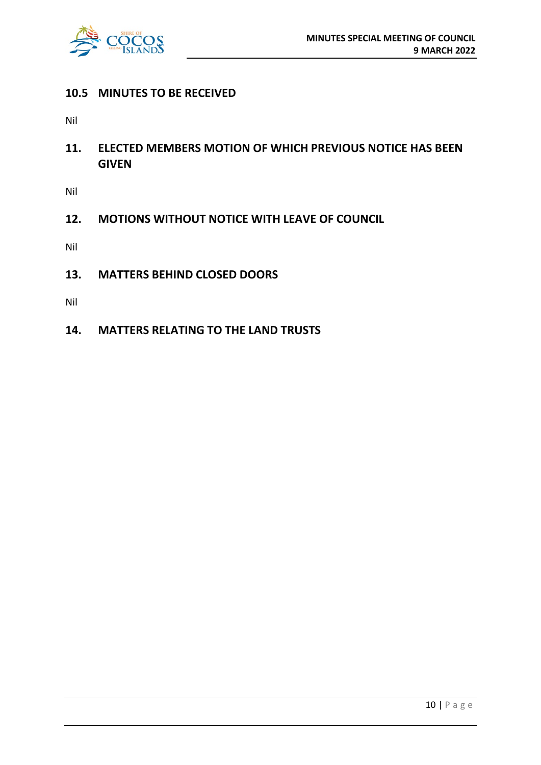## 10.5 MINUTES TO BE RECEIVED

Nil

## 11. ELECTED MEMBERS MOTION OF WHICH PREVIOUS NOTICE HAS BEEN GIVEN

Nil

## 12. MOTIONS WITHOUT NOTICE WITH LEAVE OF COUNCIL

Nil

## 13. MATTERS BEHIND CLOSED DOORS

Nil

## 14. MATTERS RELATING TO THE LAND TRUSTS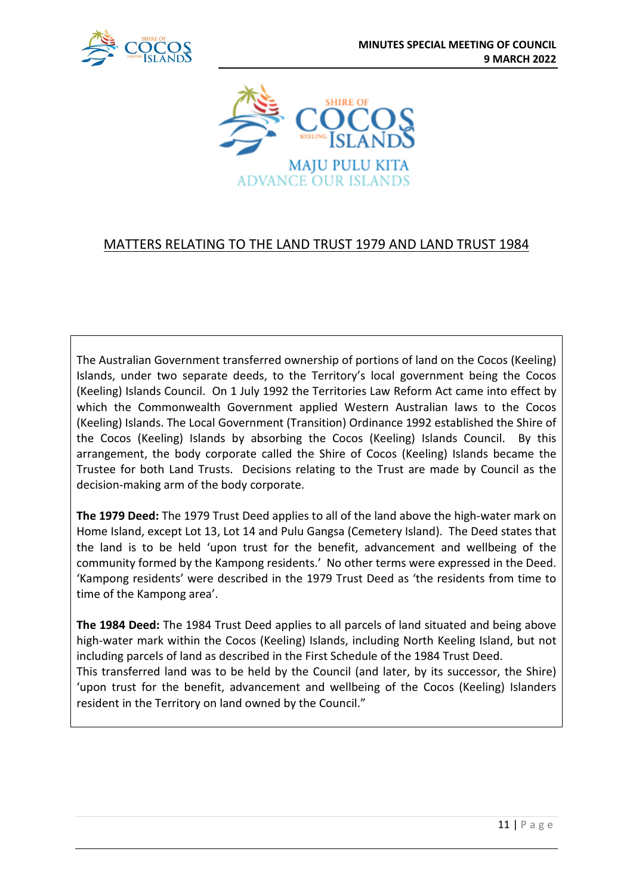## MATTERS RELATING TO THE LAND TRUST 1979 AND LAND TRUST 1984

The Australian Government transferred ownership of portions of land on the Cocos (Keeling) Islands, under two separate deeds, to the Territory's local government being the Cocos (Keeling) Islands Council. On 1 July 1992 the Territories Law Reform Act came into effect by which the Commonwealth Government applied Western Australian laws to the Cocos (Keeling) Islands. The Local Government (Transition) Ordinance 1992 established the Shire of the Cocos (Keeling) Islands by absorbing the Cocos (Keeling) Islands Council. By this arrangement, the body corporate called the Shire of Cocos (Keeling) Islands became the Trustee for both Land Trusts. Decisions relating to the Trust are made by Council as the decision-making arm of the body corporate.

**The 1979 Deed:** The 1979 Trust Deed applies to all of the land above the high-water mark on Home Island, except Lot 13, Lot 14 and Pulu Gangsa (Cemetery Island). The Deed states that the land is to be held 'upon trust for the benefit, advancement and wellbeing of the community formed by the Kampong residents.' No other terms were expressed in the Deed. 'Kampong residents' were described in the 1979 Trust Deed as 'the residents from time to time of the Kampong area'.

**The 1984 Deed:** The 1984 Trust Deed applies to all parcels of land situated and being above high-water mark within the Cocos (Keeling) Islands, including North Keeling Island, but not including parcels of land as described in the First Schedule of the 1984 Trust Deed.
This transferred land was to be held by the Council (and later, by its successor, the Shire) 'upon trust for the benefit, advancement and wellbeing of the Cocos (Keeling) Islanders resident in the Territory on land owned by the Council."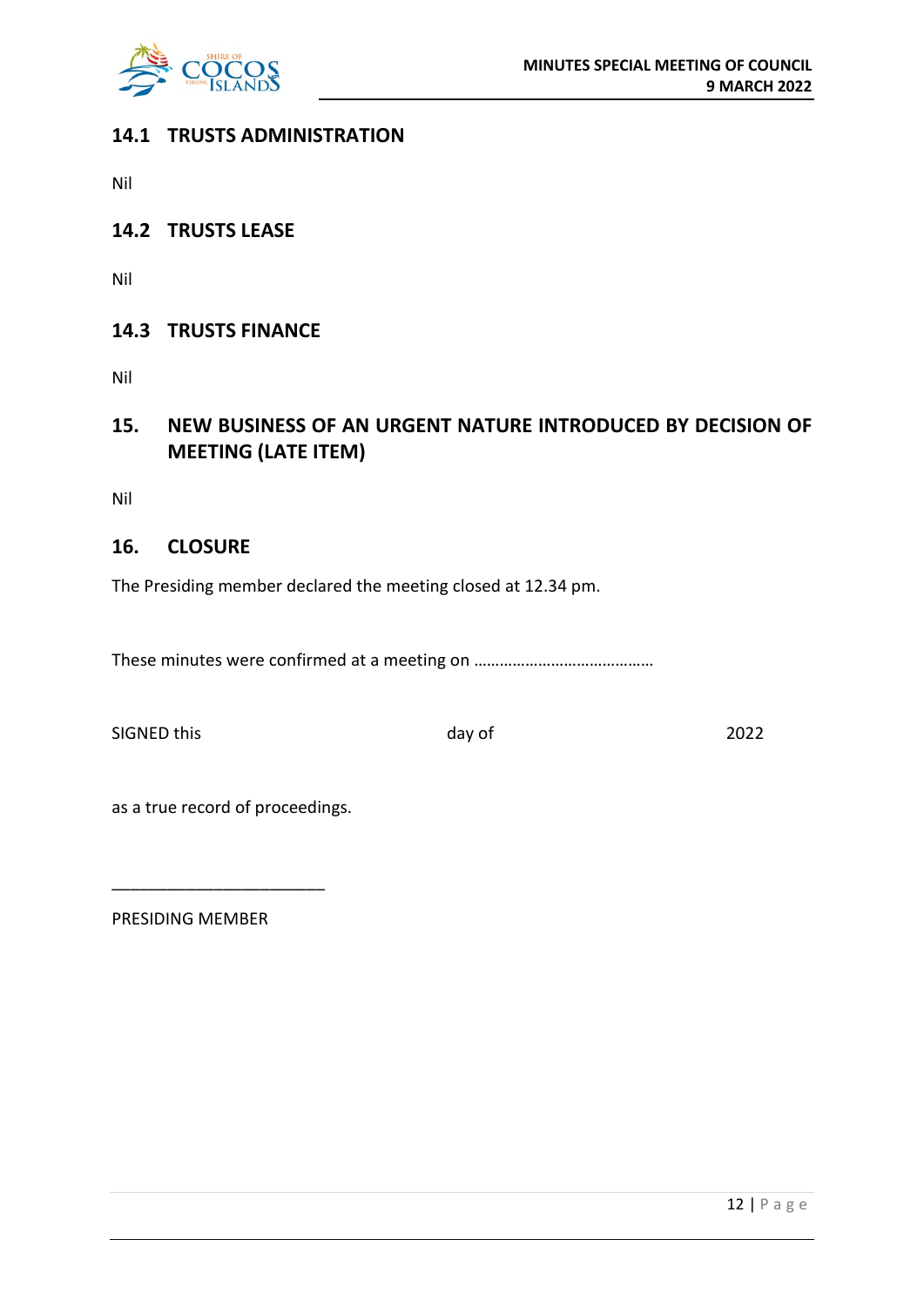## 14.1 TRUSTS ADMINISTRATION

Nil

## 14.2 TRUSTS LEASE

Nil

## 14.3 TRUSTS FINANCE

Nil

## 15. NEW BUSINESS OF AN URGENT NATURE INTRODUCED BY DECISION OF MEETING (LATE ITEM)

Nil

## 16. CLOSURE

The Presiding member declared the meeting closed at 12.34 pm.

These minutes were confirmed at a meeting on ……………………………………

SIGNED this day of 2022

as a true record of proceedings.

________________________

PRESIDING MEMBER